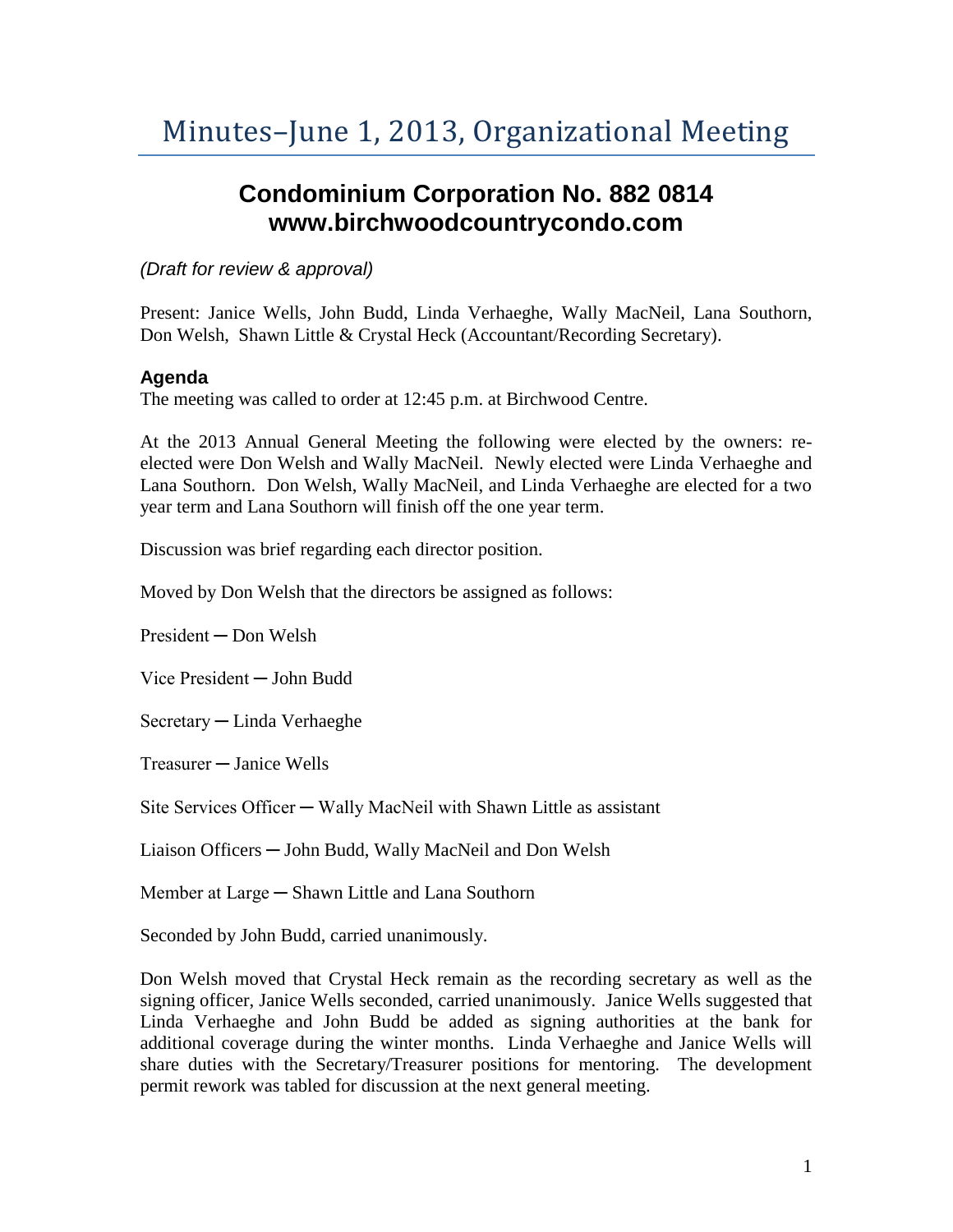# Minutes–June 1, 2013, Organizational Meeting

## Condominium Corporation No. 882 0814
## www.birchwoodcountrycondo.com

*(Draft for review & approval)*

Present: Janice Wells, John Budd, Linda Verhaeghe, Wally MacNeil, Lana Southorn, Don Welsh, Shawn Little & Crystal Heck (Accountant/Recording Secretary).

### Agenda

The meeting was called to order at 12:45 p.m. at Birchwood Centre.

At the 2013 Annual General Meeting the following were elected by the owners: re-elected were Don Welsh and Wally MacNeil. Newly elected were Linda Verhaeghe and Lana Southorn. Don Welsh, Wally MacNeil, and Linda Verhaeghe are elected for a two year term and Lana Southorn will finish off the one year term.

Discussion was brief regarding each director position.

Moved by Don Welsh that the directors be assigned as follows:

President ─ Don Welsh

Vice President ─ John Budd

Secretary ─ Linda Verhaeghe

Treasurer ─ Janice Wells

Site Services Officer ─ Wally MacNeil with Shawn Little as assistant

Liaison Officers ─ John Budd, Wally MacNeil and Don Welsh

Member at Large ─ Shawn Little and Lana Southorn

Seconded by John Budd, carried unanimously.

Don Welsh moved that Crystal Heck remain as the recording secretary as well as the signing officer, Janice Wells seconded, carried unanimously. Janice Wells suggested that Linda Verhaeghe and John Budd be added as signing authorities at the bank for additional coverage during the winter months. Linda Verhaeghe and Janice Wells will share duties with the Secretary/Treasurer positions for mentoring. The development permit rework was tabled for discussion at the next general meeting.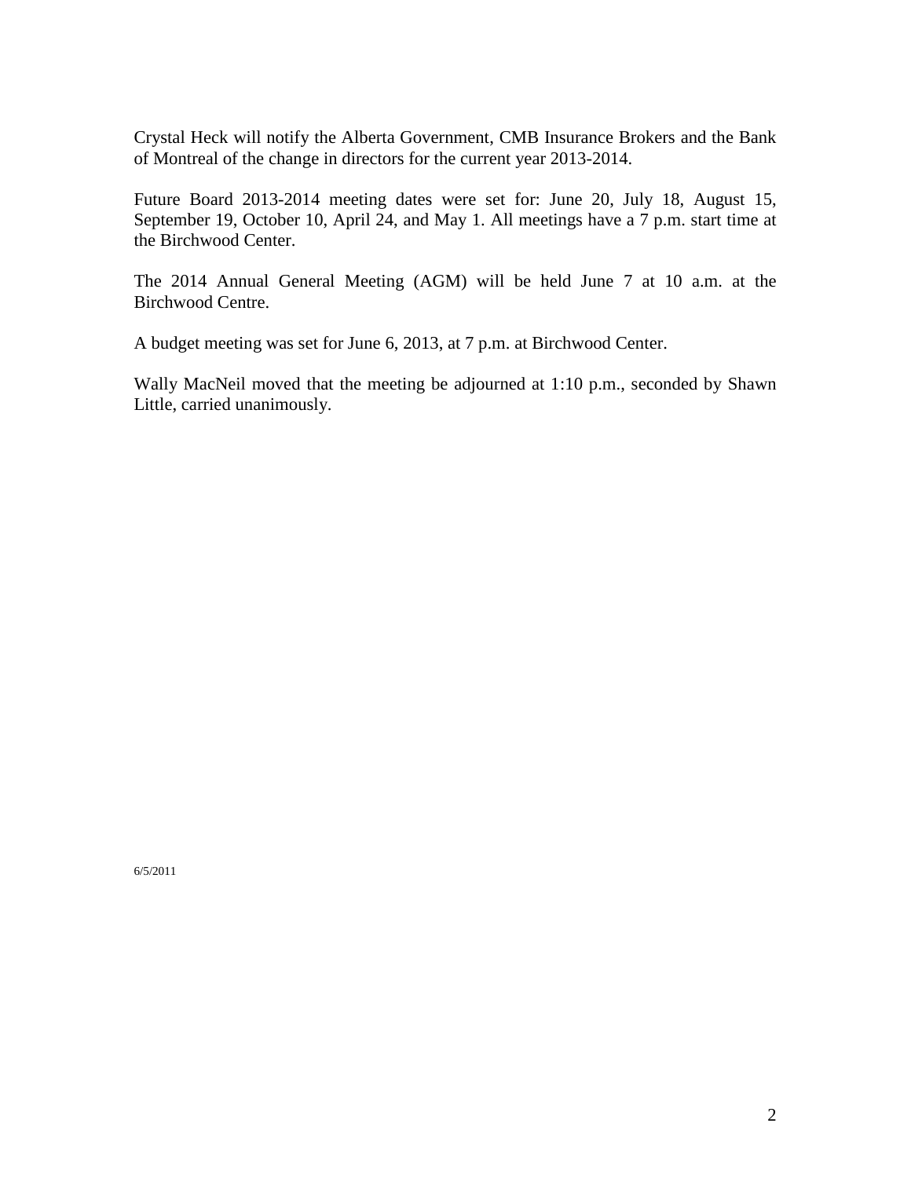Crystal Heck will notify the Alberta Government, CMB Insurance Brokers and the Bank of Montreal of the change in directors for the current year 2013-2014.

Future Board 2013-2014 meeting dates were set for: June 20, July 18, August 15, September 19, October 10, April 24, and May 1. All meetings have a 7 p.m. start time at the Birchwood Center.

The 2014 Annual General Meeting (AGM) will be held June 7 at 10 a.m. at the Birchwood Centre.

A budget meeting was set for June 6, 2013, at 7 p.m. at Birchwood Center.

Wally MacNeil moved that the meeting be adjourned at 1:10 p.m., seconded by Shawn Little, carried unanimously.

6/5/2011